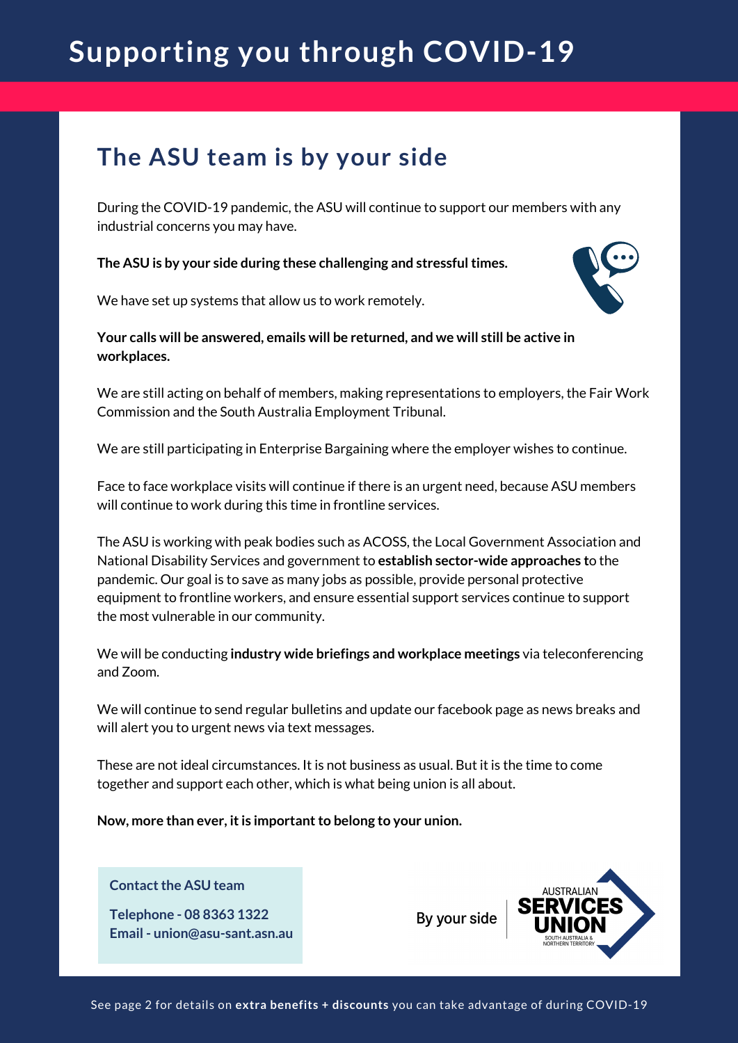# Supporting you through COVID-19

## The ASU team is by your side

During the COVID-19 pandemic, the ASU will continue to support our members with any industrial concerns you may have.

**The ASU is by your side during these challenging and stressful times.**

We have set up systems that allow us to work remotely.

**Your calls will be answered, emails will be returned, and we will still be active in workplaces.**

We are still acting on behalf of members, making representations to employers, the Fair Work Commission and the South Australia Employment Tribunal.

We are still participating in Enterprise Bargaining where the employer wishes to continue.

Face to face workplace visits will continue if there is an urgent need, because ASU members will continue to work during this time in frontline services.

The ASU is working with peak bodies such as ACOSS, the Local Government Association and National Disability Services and government to **establish sector-wide approaches t**o the pandemic. Our goal is to save as many jobs as possible, provide personal protective equipment to frontline workers, and ensure essential support services continue to support the most vulnerable in our community.

We will be conducting **industry wide briefings and workplace meetings** via teleconferencing and Zoom.

We will continue to send regular bulletins and update our facebook page as news breaks and will alert you to urgent news via text messages.

These are not ideal circumstances. It is not business as usual. But it is the time to come together and support each other, which is what being union is all about.

**Now, more than ever, it is important to belong to your union.**

**Contact the ASU team**

**Telephone - 08 8363 1322**
**Email - union@asu-sant.asn.au**

By your side | AUSTRALIAN SERVICES UNION SOUTH AUSTRALIA & NORTHERN TERRITORY

See page 2 for details on **extra benefits + discounts** you can take advantage of during COVID-19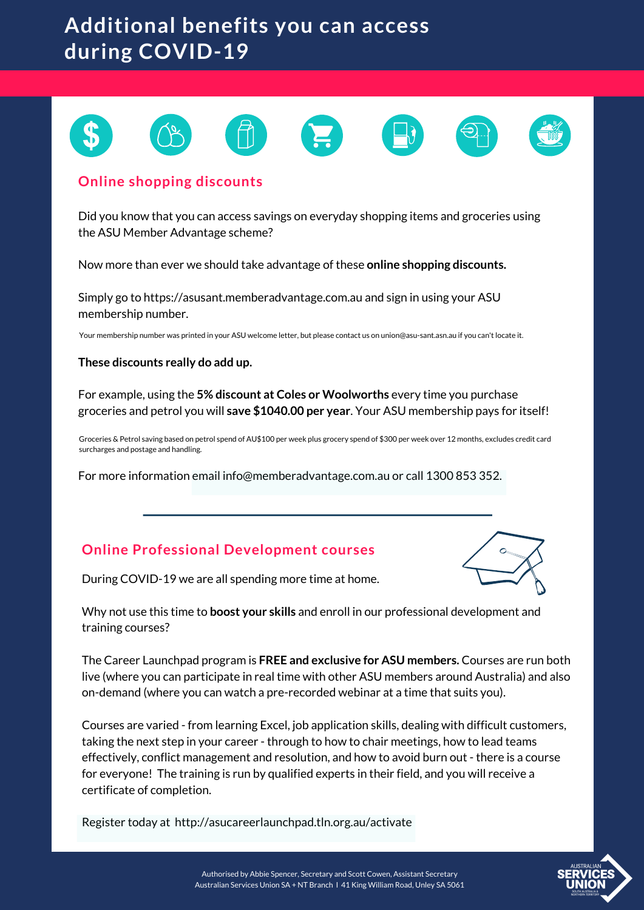# Additional benefits you can access during COVID-19

## Online shopping discounts

Did you know that you can access savings on everyday shopping items and groceries using the ASU Member Advantage scheme?

Now more than ever we should take advantage of these **online shopping discounts.**

Simply go to https://asusant.memberadvantage.com.au and sign in using your ASU membership number.

Your membership number was printed in your ASU welcome letter, but please contact us on union@asu-sant.asn.au if you can't locate it.

**These discounts really do add up.**

For example, using the **5% discount at Coles or Woolworths** every time you purchase groceries and petrol you will **save $1040.00 per year**. Your ASU membership pays for itself!

Groceries & Petrol saving based on petrol spend of AU$100 per week plus grocery spend of $300 per week over 12 months, excludes credit card surcharges and postage and handling.

For more information email info@memberadvantage.com.au or call 1300 853 352.

---

## Online Professional Development courses

During COVID-19 we are all spending more time at home.

Why not use this time to **boost your skills** and enroll in our professional development and training courses?

The Career Launchpad program is **FREE and exclusive for ASU members.** Courses are run both live (where you can participate in real time with other ASU members around Australia) and also on-demand (where you can watch a pre-recorded webinar at a time that suits you).

Courses are varied - from learning Excel, job application skills, dealing with difficult customers, taking the next step in your career - through to how to chair meetings, how to lead teams effectively, conflict management and resolution, and how to avoid burn out - there is a course for everyone! The training is run by qualified experts in their field, and you will receive a certificate of completion.

Register today at http://asucareerlaunchpad.tln.org.au/activate

Authorised by Abbie Spencer, Secretary and Scott Cowen, Assistant Secretary
Australian Services Union SA + NT Branch I 41 King William Road, Unley SA 5061